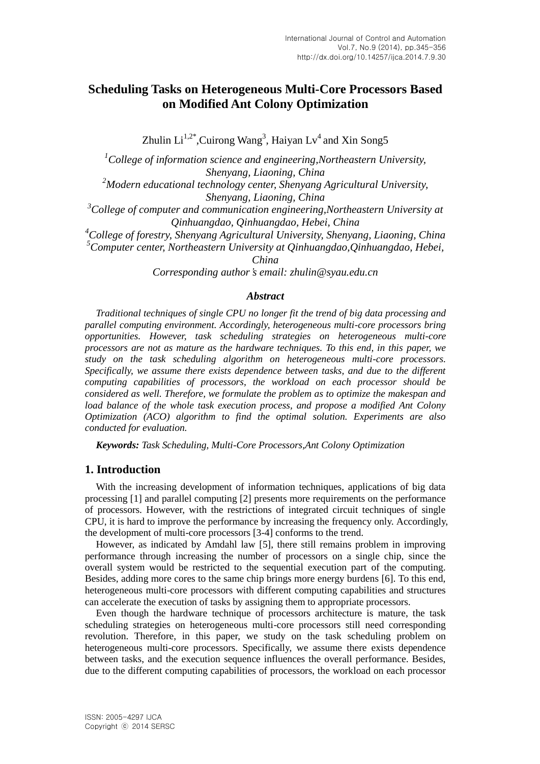# Scheduling Tasks on Heterogeneous Multi-Core Processors Based on Modified Ant Colony Optimization

Zhulin Li[1,2*],Cuirong Wang[3], Haiyan Lv[4] and Xin Song5

[1]*College of information science and engineering,Northeastern University, Shenyang, Liaoning, China*
[2]*Modern educational technology center, Shenyang Agricultural University, Shenyang, Liaoning, China*
[3]*College of computer and communication engineering,Northeastern University at Qinhuangdao, Qinhuangdao, Hebei, China*
[4]*College of forestry, Shenyang Agricultural University, Shenyang, Liaoning, China*
[5]*Computer center, Northeastern University at Qinhuangdao,Qinhuangdao, Hebei, China*
*Corresponding author's email: zhulin@syau.edu.cn*

***Abstract***

*Traditional techniques of single CPU no longer fit the trend of big data processing and parallel computing environment. Accordingly, heterogeneous multi-core processors bring opportunities. However, task scheduling strategies on heterogeneous multi-core processors are not as mature as the hardware techniques. To this end, in this paper, we study on the task scheduling algorithm on heterogeneous multi-core processors. Specifically, we assume there exists dependence between tasks, and due to the different computing capabilities of processors, the workload on each processor should be considered as well. Therefore, we formulate the problem as to optimize the makespan and load balance of the whole task execution process, and propose a modified Ant Colony Optimization (ACO) algorithm to find the optimal solution. Experiments are also conducted for evaluation.*

***Keywords:*** *Task Scheduling, Multi-Core Processors,Ant Colony Optimization*

## 1. Introduction

With the increasing development of information techniques, applications of big data processing [1] and parallel computing [2] presents more requirements on the performance of processors. However, with the restrictions of integrated circuit techniques of single CPU, it is hard to improve the performance by increasing the frequency only. Accordingly, the development of multi-core processors [3-4] conforms to the trend.

However, as indicated by Amdahl law [5], there still remains problem in improving performance through increasing the number of processors on a single chip, since the overall system would be restricted to the sequential execution part of the computing. Besides, adding more cores to the same chip brings more energy burdens [6]. To this end, heterogeneous multi-core processors with different computing capabilities and structures can accelerate the execution of tasks by assigning them to appropriate processors.

Even though the hardware technique of processors architecture is mature, the task scheduling strategies on heterogeneous multi-core processors still need corresponding revolution. Therefore, in this paper, we study on the task scheduling problem on heterogeneous multi-core processors. Specifically, we assume there exists dependence between tasks, and the execution sequence influences the overall performance. Besides, due to the different computing capabilities of processors, the workload on each processor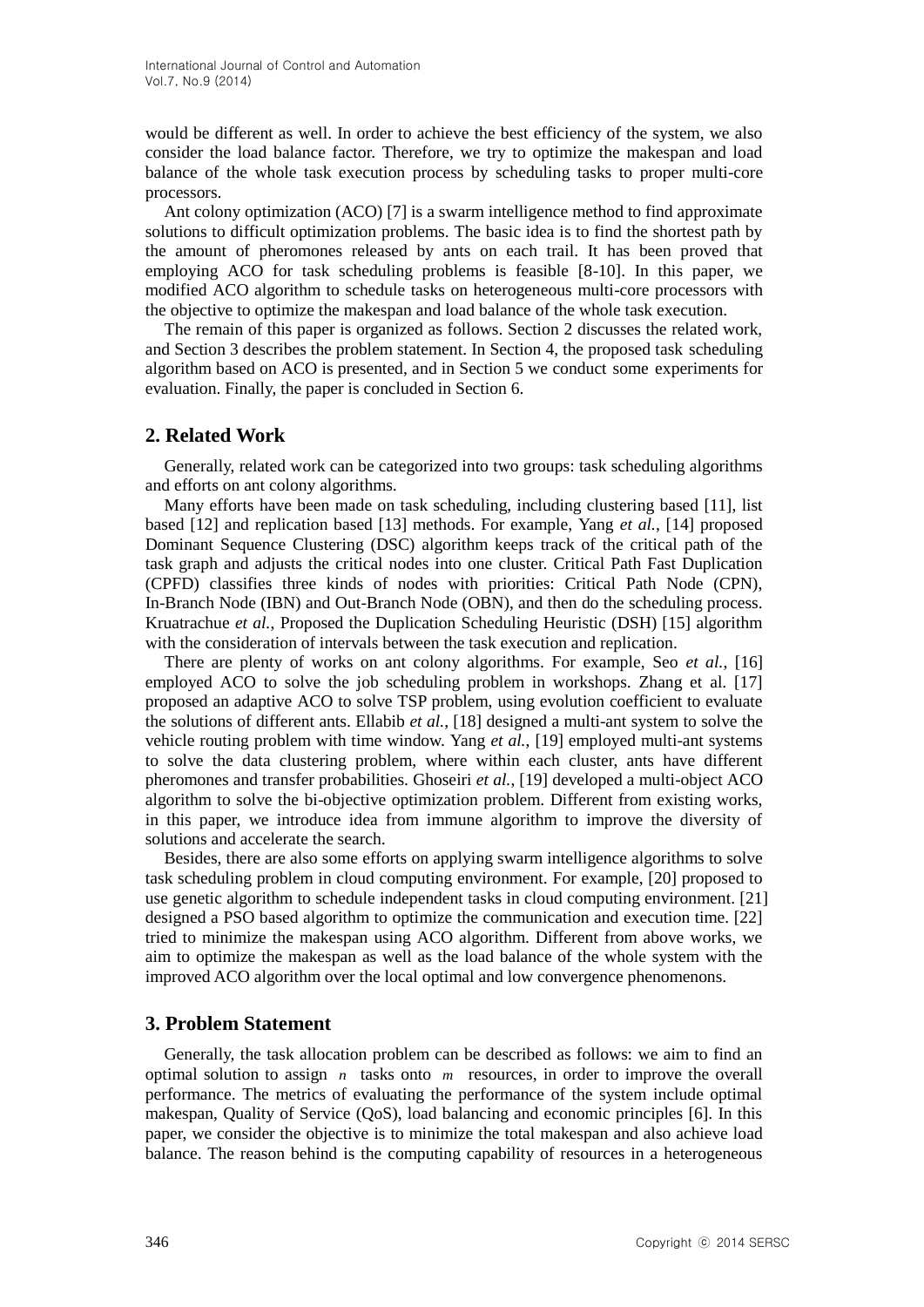would be different as well. In order to achieve the best efficiency of the system, we also consider the load balance factor. Therefore, we try to optimize the makespan and load balance of the whole task execution process by scheduling tasks to proper multi-core processors.

Ant colony optimization (ACO) [7] is a swarm intelligence method to find approximate solutions to difficult optimization problems. The basic idea is to find the shortest path by the amount of pheromones released by ants on each trail. It has been proved that employing ACO for task scheduling problems is feasible [8-10]. In this paper, we modified ACO algorithm to schedule tasks on heterogeneous multi-core processors with the objective to optimize the makespan and load balance of the whole task execution.

The remain of this paper is organized as follows. Section 2 discusses the related work, and Section 3 describes the problem statement. In Section 4, the proposed task scheduling algorithm based on ACO is presented, and in Section 5 we conduct some experiments for evaluation. Finally, the paper is concluded in Section 6.

## 2. Related Work

Generally, related work can be categorized into two groups: task scheduling algorithms and efforts on ant colony algorithms.

Many efforts have been made on task scheduling, including clustering based [11], list based [12] and replication based [13] methods. For example, Yang *et al.*, [14] proposed Dominant Sequence Clustering (DSC) algorithm keeps track of the critical path of the task graph and adjusts the critical nodes into one cluster. Critical Path Fast Duplication (CPFD) classifies three kinds of nodes with priorities: Critical Path Node (CPN), In-Branch Node (IBN) and Out-Branch Node (OBN), and then do the scheduling process. Kruatrachue *et al.*, Proposed the Duplication Scheduling Heuristic (DSH) [15] algorithm with the consideration of intervals between the task execution and replication.

There are plenty of works on ant colony algorithms. For example, Seo *et al.*, [16] employed ACO to solve the job scheduling problem in workshops. Zhang et al. [17] proposed an adaptive ACO to solve TSP problem, using evolution coefficient to evaluate the solutions of different ants. Ellabib *et al.*, [18] designed a multi-ant system to solve the vehicle routing problem with time window. Yang *et al.*, [19] employed multi-ant systems to solve the data clustering problem, where within each cluster, ants have different pheromones and transfer probabilities. Ghoseiri *et al.*, [19] developed a multi-object ACO algorithm to solve the bi-objective optimization problem. Different from existing works, in this paper, we introduce idea from immune algorithm to improve the diversity of solutions and accelerate the search.

Besides, there are also some efforts on applying swarm intelligence algorithms to solve task scheduling problem in cloud computing environment. For example, [20] proposed to use genetic algorithm to schedule independent tasks in cloud computing environment. [21] designed a PSO based algorithm to optimize the communication and execution time. [22] tried to minimize the makespan using ACO algorithm. Different from above works, we aim to optimize the makespan as well as the load balance of the whole system with the improved ACO algorithm over the local optimal and low convergence phenomenons.

## 3. Problem Statement

Generally, the task allocation problem can be described as follows: we aim to find an optimal solution to assign $n$ tasks onto $m$ resources, in order to improve the overall performance. The metrics of evaluating the performance of the system include optimal makespan, Quality of Service (QoS), load balancing and economic principles [6]. In this paper, we consider the objective is to minimize the total makespan and also achieve load balance. The reason behind is the computing capability of resources in a heterogeneous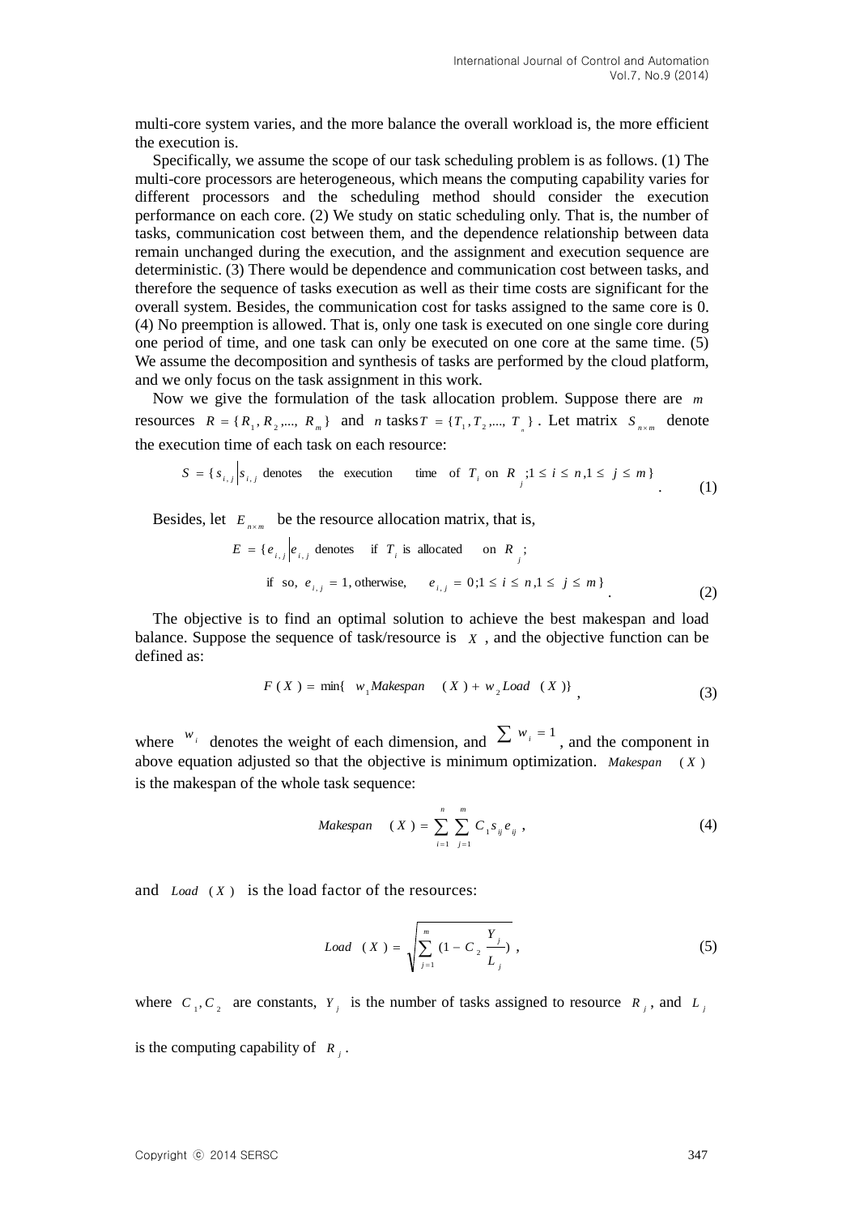multi-core system varies, and the more balance the overall workload is, the more efficient the execution is.

Specifically, we assume the scope of our task scheduling problem is as follows. (1) The multi-core processors are heterogeneous, which means the computing capability varies for different processors and the scheduling method should consider the execution performance on each core. (2) We study on static scheduling only. That is, the number of tasks, communication cost between them, and the dependence relationship between data remain unchanged during the execution, and the assignment and execution sequence are deterministic. (3) There would be dependence and communication cost between tasks, and therefore the sequence of tasks execution as well as their time costs are significant for the overall system. Besides, the communication cost for tasks assigned to the same core is 0. (4) No preemption is allowed. That is, only one task is executed on one single core during one period of time, and one task can only be executed on one core at the same time. (5) We assume the decomposition and synthesis of tasks are performed by the cloud platform, and we only focus on the task assignment in this work.

Now we give the formulation of the task allocation problem. Suppose there are $m$ resources $R = \{R_1, R_2, ..., R_m\}$ and $n$ tasks $T = \{T_1, T_2, ..., T_n\}$. Let matrix $S_{n \times m}$ denote the execution time of each task on each resource:

$$S = \{ s_{i,j} \mid s_{i,j} \text{ denotes the execution time of } T_i \text{ on } R_j; 1 \le i \le n, 1 \le j \le m \} \quad (1)$$

Besides, let $E_{n \times m}$ be the resource allocation matrix, that is,

$$E = \{ e_{i,j} \mid e_{i,j} \text{ denotes if } T_i \text{ is allocated on } R_j; \text{ if so, } e_{i,j} = 1, \text{ otherwise, } e_{i,j} = 0; 1 \le i \le n, 1 \le j \le m \} \quad (2)$$

The objective is to find an optimal solution to achieve the best makespan and load balance. Suppose the sequence of task/resource is $X$, and the objective function can be defined as:

$$F(X) = \min\{ w_1 Makespan(X) + w_2 Load(X) \}, \quad (3)$$

where $w_i$ denotes the weight of each dimension, and $\sum w_i = 1$, and the component in above equation adjusted so that the objective is minimum optimization. $Makespan(X)$ is the makespan of the whole task sequence:

$$Makespan(X) = \sum_{i=1}^{n} \sum_{j=1}^{m} C_1 s_{ij} e_{ij}, \quad (4)$$

and $Load(X)$ is the load factor of the resources:

$$Load(X) = \sqrt{\sum_{j=1}^{m} (1 - C_2 \frac{Y_j}{L_j})}, \quad (5)$$

where $C_1, C_2$ are constants, $Y_j$ is the number of tasks assigned to resource $R_j$, and $L_j$ is the computing capability of $R_j$.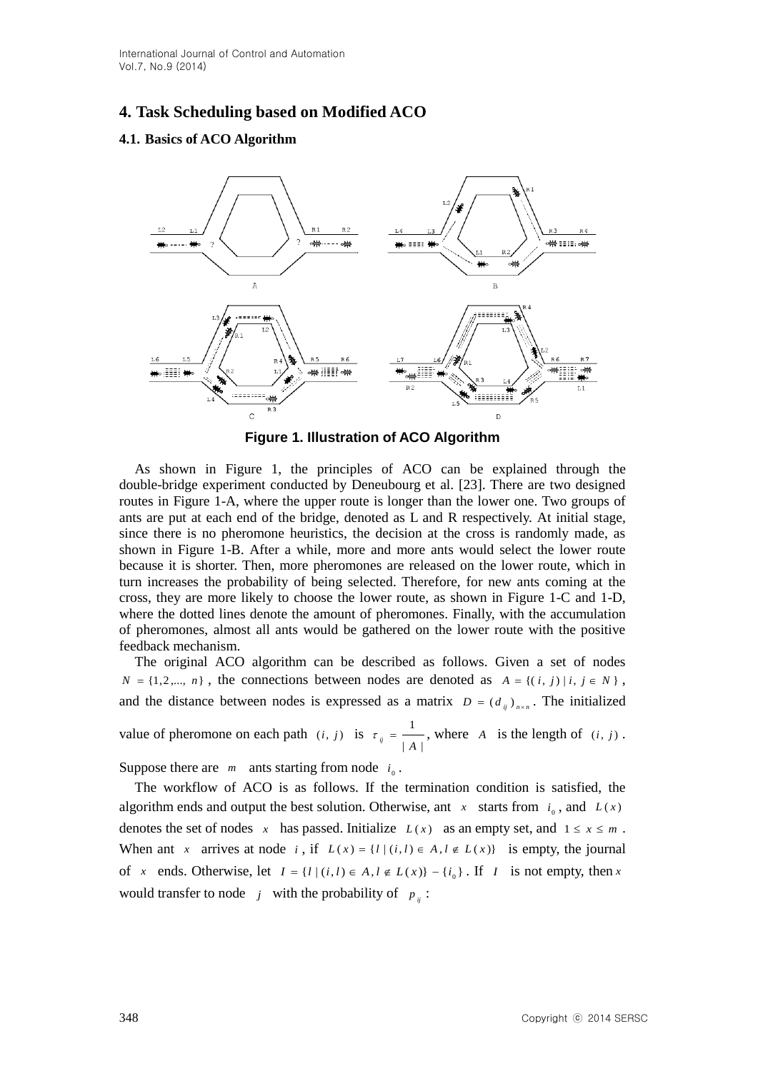## 4. Task Scheduling based on Modified ACO

### 4.1. Basics of ACO Algorithm

**Figure 1. Illustration of ACO Algorithm**

As shown in Figure 1, the principles of ACO can be explained through the double-bridge experiment conducted by Deneubourg et al. [23]. There are two designed routes in Figure 1-A, where the upper route is longer than the lower one. Two groups of ants are put at each end of the bridge, denoted as L and R respectively. At initial stage, since there is no pheromone heuristics, the decision at the cross is randomly made, as shown in Figure 1-B. After a while, more and more ants would select the lower route because it is shorter. Then, more pheromones are released on the lower route, which in turn increases the probability of being selected. Therefore, for new ants coming at the cross, they are more likely to choose the lower route, as shown in Figure 1-C and 1-D, where the dotted lines denote the amount of pheromones. Finally, with the accumulation of pheromones, almost all ants would be gathered on the lower route with the positive feedback mechanism.

The original ACO algorithm can be described as follows. Given a set of nodes $N = \{1, 2, ..., n\}$, the connections between nodes are denoted as $A = \{(i, j) \mid i, j \in N\}$, and the distance between nodes is expressed as a matrix $D = (d_{ij})_{n \times n}$. The initialized value of pheromone on each path $(i, j)$ is $\tau_{ij} = \frac{1}{|A|}$, where $A$ is the length of $(i, j)$. Suppose there are $m$ ants starting from node $i_0$.

The workflow of ACO is as follows. If the termination condition is satisfied, the algorithm ends and output the best solution. Otherwise, ant $x$ starts from $i_0$, and $L(x)$ denotes the set of nodes $x$ has passed. Initialize $L(x)$ as an empty set, and $1 \le x \le m$. When ant $x$ arrives at node $i$, if $L(x) = \{l \mid (i, l) \in A, l \notin L(x)\}$ is empty, the journal of $x$ ends. Otherwise, let $I = \{l \mid (i, l) \in A, l \notin L(x)\} - \{i_0\}$. If $I$ is not empty, then $x$ would transfer to node $j$ with the probability of $p_{ij}$: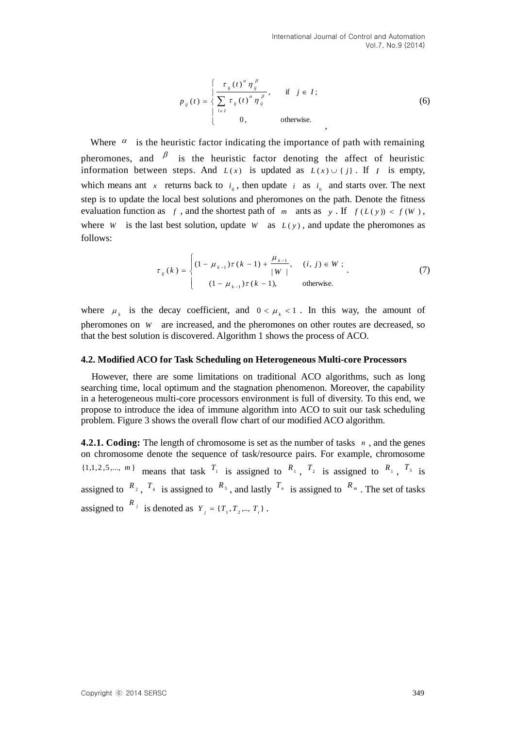$$p_{ij}(t) = \begin{cases} \dfrac{\tau_{ij}(t)^{\alpha}\eta_{ij}^{\beta}}{\sum_{l \in I} \tau_{ij}(t)^{\alpha}\eta_{ij}^{\beta}}, & \text{if } j \in I; \\ 0, & \text{otherwise.} \end{cases} \tag{6}$$

Where $\alpha$ is the heuristic factor indicating the importance of path with remaining pheromones, and $\beta$ is the heuristic factor denoting the affect of heuristic information between steps. And $L(x)$ is updated as $L(x) \cup \{j\}$. If $I$ is empty, which means ant $x$ returns back to $i_0$, then update $i$ as $i_0$ and starts over. The next step is to update the local best solutions and pheromones on the path. Denote the fitness evaluation function as $f$, and the shortest path of $m$ ants as $y$. If $f(L(y)) < f(W)$, where $W$ is the last best solution, update $W$ as $L(y)$, and update the pheromones as follows:

$$\tau_{ij}(k) = \begin{cases} (1-\mu_{k-1})\tau(k-1) + \dfrac{\mu_{k-1}}{|W|}, & (i,j) \in W; \\ (1-\mu_{k-1})\tau(k-1), & \text{otherwise.} \end{cases} \tag{7}$$

where $\mu_k$ is the decay coefficient, and $0 < \mu_k < 1$. In this way, the amount of pheromones on $W$ are increased, and the pheromones on other routes are decreased, so that the best solution is discovered. Algorithm 1 shows the process of ACO.

### 4.2. Modified ACO for Task Scheduling on Heterogeneous Multi-core Processors

However, there are some limitations on traditional ACO algorithms, such as long searching time, local optimum and the stagnation phenomenon. Moreover, the capability in a heterogeneous multi-core processors environment is full of diversity. To this end, we propose to introduce the idea of immune algorithm into ACO to suit our task scheduling problem. Figure 3 shows the overall flow chart of our modified ACO algorithm.

**4.2.1. Coding:** The length of chromosome is set as the number of tasks $n$, and the genes on chromosome denote the sequence of task/resource pairs. For example, chromosome $\{1,1,2,5,...,m\}$ means that task $T_1$ is assigned to $R_1$, $T_2$ is assigned to $R_1$, $T_3$ is assigned to $R_2$, $T_4$ is assigned to $R_5$, and lastly $T_n$ is assigned to $R_m$. The set of tasks assigned to $R_j$ is denoted as $Y_j = \{T_1, T_2, ..., T_i\}$.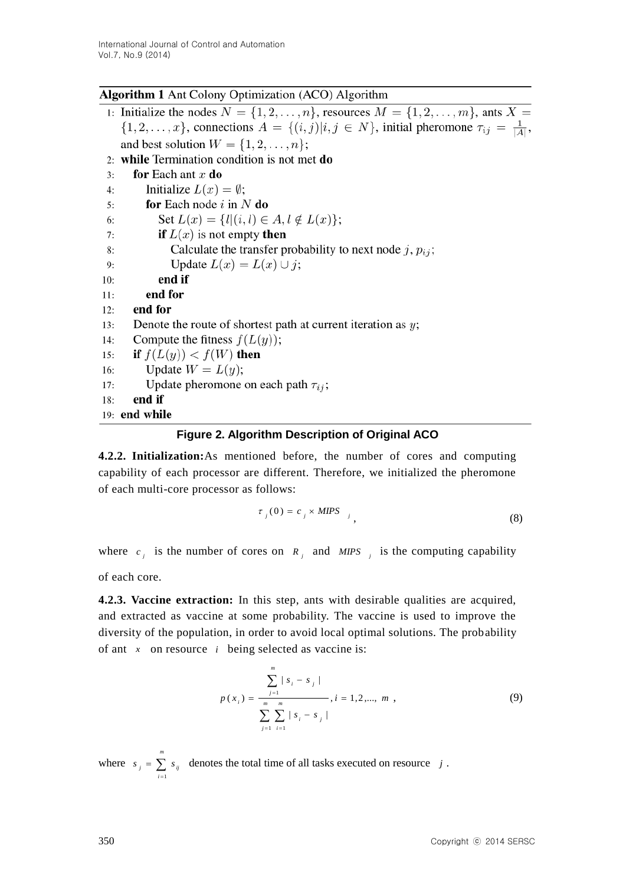**Algorithm 1** Ant Colony Optimization (ACO) Algorithm

```
1: Initialize the nodes N = {1, 2, ..., n}, resources M = {1, 2, ..., m}, ants X =
   {1, 2, ..., x}, connections A = {(i, j)|i, j ∈ N}, initial pheromone τ_ij = 1/|A|,
   and best solution W = {1, 2, ..., n};
2: while Termination condition is not met do
3:   for Each ant x do
4:     Initialize L(x) = ∅;
5:     for Each node i in N do
6:       Set L(x) = {l|(i, l) ∈ A, l ∉ L(x)};
7:       if L(x) is not empty then
8:         Calculate the transfer probability to next node j, p_ij;
9:         Update L(x) = L(x) ∪ j;
10:      end if
11:    end for
12:  end for
13:  Denote the route of shortest path at current iteration as y;
14:  Compute the fitness f(L(y));
15:  if f(L(y)) < f(W) then
16:    Update W = L(y);
17:    Update pheromone on each path τ_ij;
18:  end if
19: end while
```

**Figure 2. Algorithm Description of Original ACO**

**4.2.2. Initialization:** As mentioned before, the number of cores and computing capability of each processor are different. Therefore, we initialized the pheromone of each multi-core processor as follows:

$$\tau_j(0) = c_j \times MIPS_j, \tag{8}$$

where $c_j$ is the number of cores on $R_j$ and $MIPS_j$ is the computing capability of each core.

**4.2.3. Vaccine extraction:** In this step, ants with desirable qualities are acquired, and extracted as vaccine at some probability. The vaccine is used to improve the diversity of the population, in order to avoid local optimal solutions. The probability of ant $x$ on resource $i$ being selected as vaccine is:

$$p(x_i) = \frac{\sum_{j=1}^{m} |s_i - s_j|}{\sum_{j=1}^{m} \sum_{i=1}^{m} |s_i - s_j|}, i = 1,2,..., m, \tag{9}$$

where $s_j = \sum_{i=1}^{m} s_{ij}$ denotes the total time of all tasks executed on resource $j$.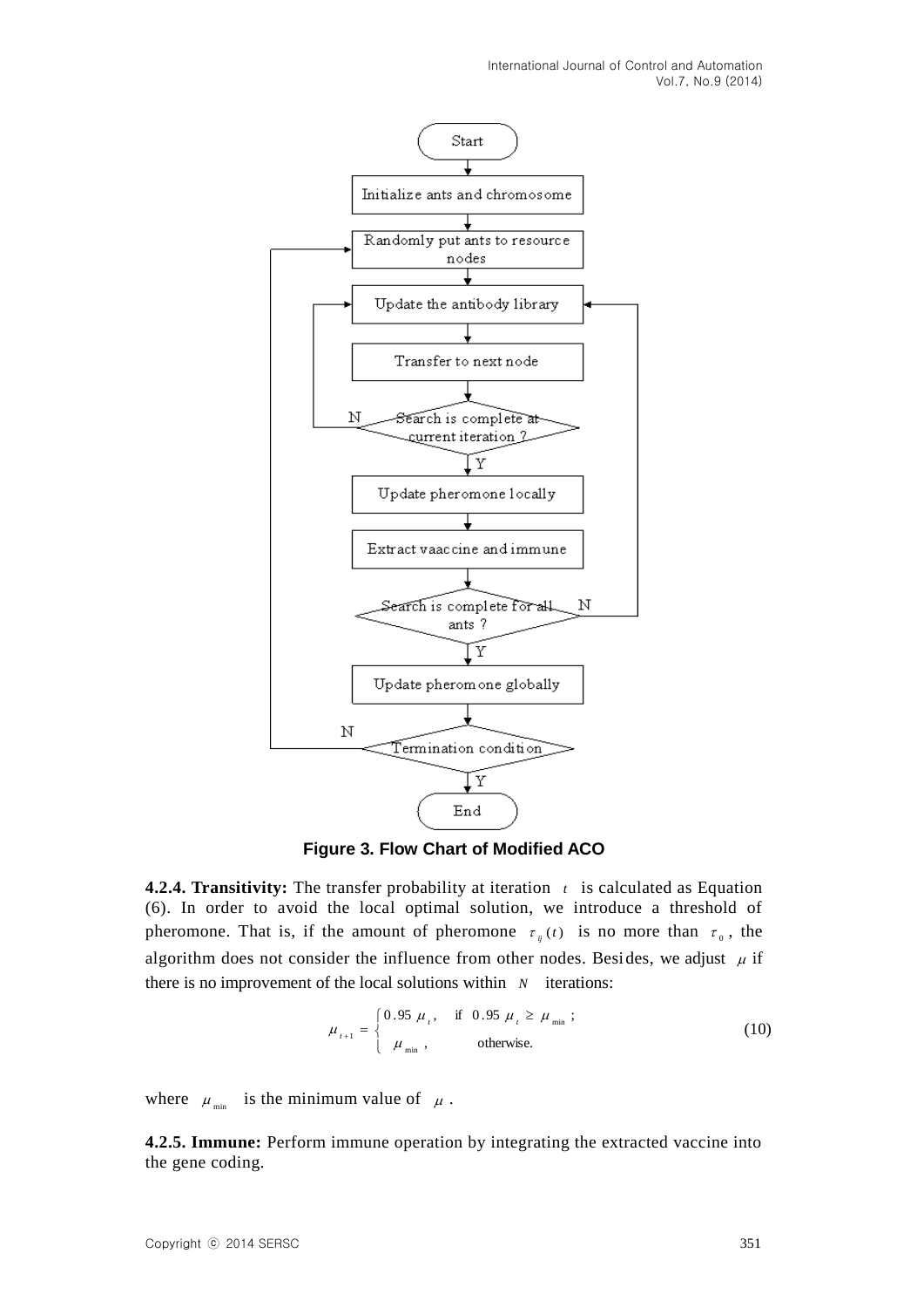**Figure 3. Flow Chart of Modified ACO**

**4.2.4. Transitivity:** The transfer probability at iteration $t$ is calculated as Equation (6). In order to avoid the local optimal solution, we introduce a threshold of pheromone. That is, if the amount of pheromone $\tau_{ij}(t)$ is no more than $\tau_0$, the algorithm does not consider the influence from other nodes. Besides, we adjust $\mu$ if there is no improvement of the local solutions within $N$ iterations:

$$\mu_{t+1} = \begin{cases} 0.95\,\mu_t, & \text{if } 0.95\,\mu_t \geq \mu_{\min}; \\ \mu_{\min}, & \text{otherwise.} \end{cases} \tag{10}$$

where $\mu_{\min}$ is the minimum value of $\mu$.

**4.2.5. Immune:** Perform immune operation by integrating the extracted vaccine into the gene coding.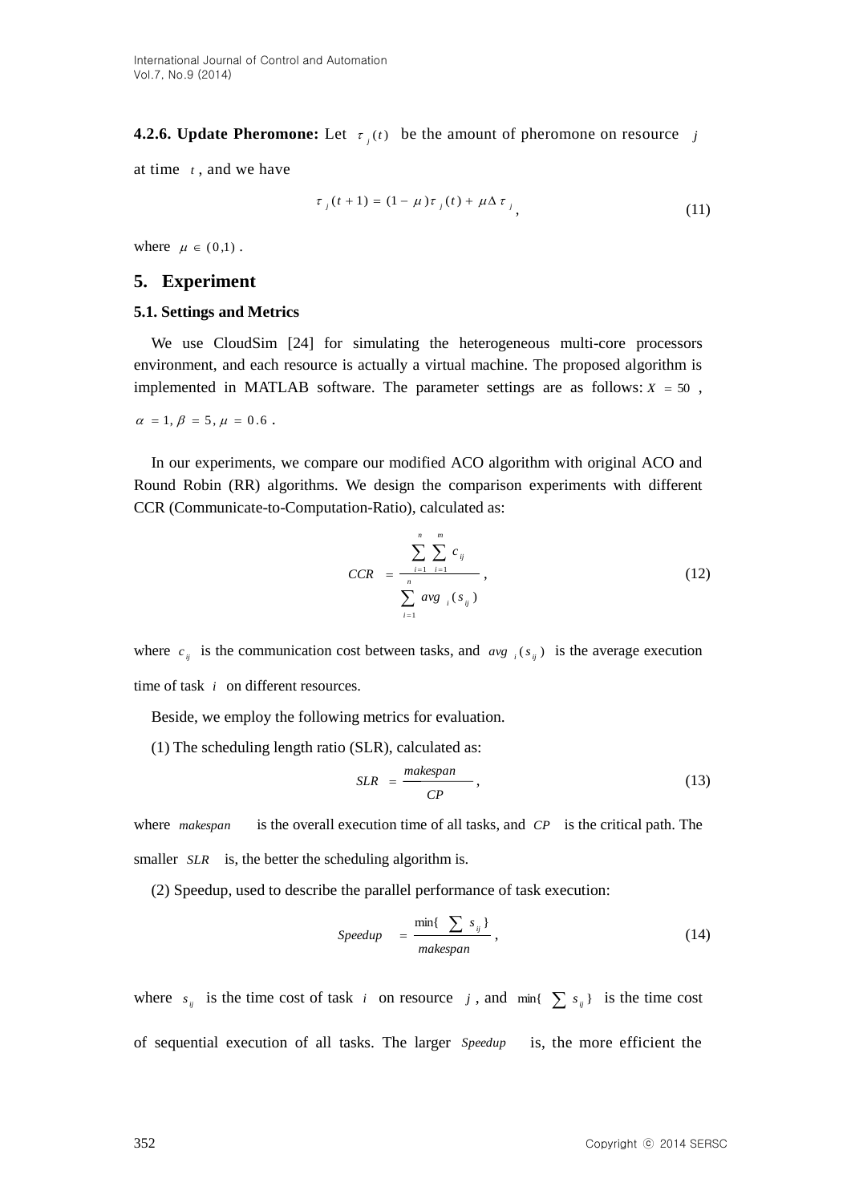**4.2.6. Update Pheromone:** Let $\tau_j(t)$ be the amount of pheromone on resource $j$ at time $t$, and we have

$$\tau_j(t+1) = (1-\mu)\tau_j(t) + \mu\Delta\tau_j, \tag{11}$$

where $\mu \in (0,1)$.

## 5. Experiment

### 5.1. Settings and Metrics

We use CloudSim [24] for simulating the heterogeneous multi-core processors environment, and each resource is actually a virtual machine. The proposed algorithm is implemented in MATLAB software. The parameter settings are as follows: $X = 50$, $\alpha = 1, \beta = 5, \mu = 0.6$.

In our experiments, we compare our modified ACO algorithm with original ACO and Round Robin (RR) algorithms. We design the comparison experiments with different CCR (Communicate-to-Computation-Ratio), calculated as:

$$CCR = \frac{\sum_{i=1}^{n}\sum_{i=1}^{m} c_{ij}}{\sum_{i=1}^{n} avg_i(s_{ij})}, \tag{12}$$

where $c_{ij}$ is the communication cost between tasks, and $avg_i(s_{ij})$ is the average execution time of task $i$ on different resources.

Beside, we employ the following metrics for evaluation.

(1) The scheduling length ratio (SLR), calculated as:

$$SLR = \frac{makespan}{CP}, \tag{13}$$

where $makespan$ is the overall execution time of all tasks, and $CP$ is the critical path. The smaller $SLR$ is, the better the scheduling algorithm is.

(2) Speedup, used to describe the parallel performance of task execution:

$$Speedup = \frac{\min\{\sum s_{ij}\}}{makespan}, \tag{14}$$

where $s_{ij}$ is the time cost of task $i$ on resource $j$, and $\min\{\sum s_{ij}\}$ is the time cost of sequential execution of all tasks. The larger $Speedup$ is, the more efficient the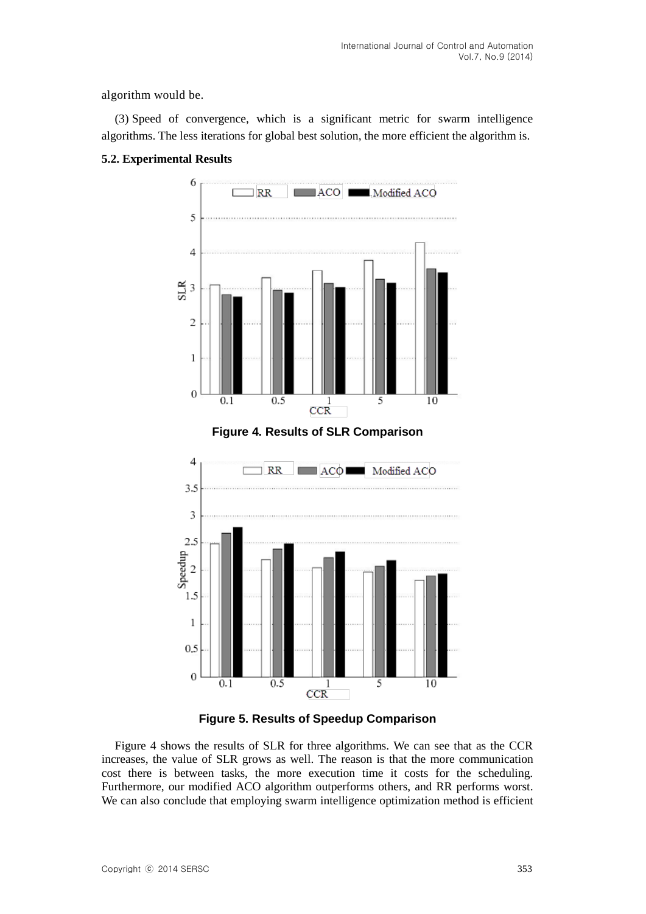algorithm would be.

(3) Speed of convergence, which is a significant metric for swarm intelligence algorithms. The less iterations for global best solution, the more efficient the algorithm is.

### 5.2. Experimental Results

**Figure 4. Results of SLR Comparison**

**Figure 5. Results of Speedup Comparison**

Figure 4 shows the results of SLR for three algorithms. We can see that as the CCR increases, the value of SLR grows as well. The reason is that the more communication cost there is between tasks, the more execution time it costs for the scheduling. Furthermore, our modified ACO algorithm outperforms others, and RR performs worst. We can also conclude that employing swarm intelligence optimization method is efficient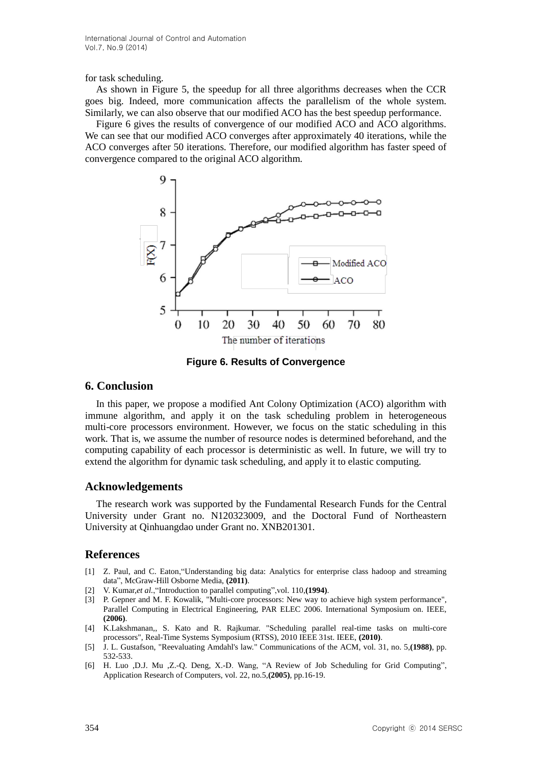for task scheduling.

As shown in Figure 5, the speedup for all three algorithms decreases when the CCR goes big. Indeed, more communication affects the parallelism of the whole system. Similarly, we can also observe that our modified ACO has the best speedup performance.

Figure 6 gives the results of convergence of our modified ACO and ACO algorithms. We can see that our modified ACO converges after approximately 40 iterations, while the ACO converges after 50 iterations. Therefore, our modified algorithm has faster speed of convergence compared to the original ACO algorithm.

**Figure 6. Results of Convergence**

## 6. Conclusion

In this paper, we propose a modified Ant Colony Optimization (ACO) algorithm with immune algorithm, and apply it on the task scheduling problem in heterogeneous multi-core processors environment. However, we focus on the static scheduling in this work. That is, we assume the number of resource nodes is determined beforehand, and the computing capability of each processor is deterministic as well. In future, we will try to extend the algorithm for dynamic task scheduling, and apply it to elastic computing.

## Acknowledgements

The research work was supported by the Fundamental Research Funds for the Central University under Grant no. N120323009, and the Doctoral Fund of Northeastern University at Qinhuangdao under Grant no. XNB201301.

## References

[1] Z. Paul, and C. Eaton,“Understanding big data: Analytics for enterprise class hadoop and streaming data”, McGraw-Hill Osborne Media, **(2011)**.

[2] V. Kumar,*et al.*,“Introduction to parallel computing”,vol. 110,**(1994)**.

[3] P. Gepner and M. F. Kowalik, "Multi-core processors: New way to achieve high system performance", Parallel Computing in Electrical Engineering, PAR ELEC 2006. International Symposium on. IEEE, **(2006)**.

[4] K.Lakshmanan,, S. Kato and R. Rajkumar. "Scheduling parallel real-time tasks on multi-core processors", Real-Time Systems Symposium (RTSS), 2010 IEEE 31st. IEEE, **(2010)**.

[5] J. L. Gustafson, "Reevaluating Amdahl's law." Communications of the ACM, vol. 31, no. 5,**(1988)**, pp. 532-533.

[6] H. Luo ,D.J. Mu ,Z.-Q. Deng, X.-D. Wang, “A Review of Job Scheduling for Grid Computing”, Application Research of Computers, vol. 22, no.5,**(2005)**, pp.16-19.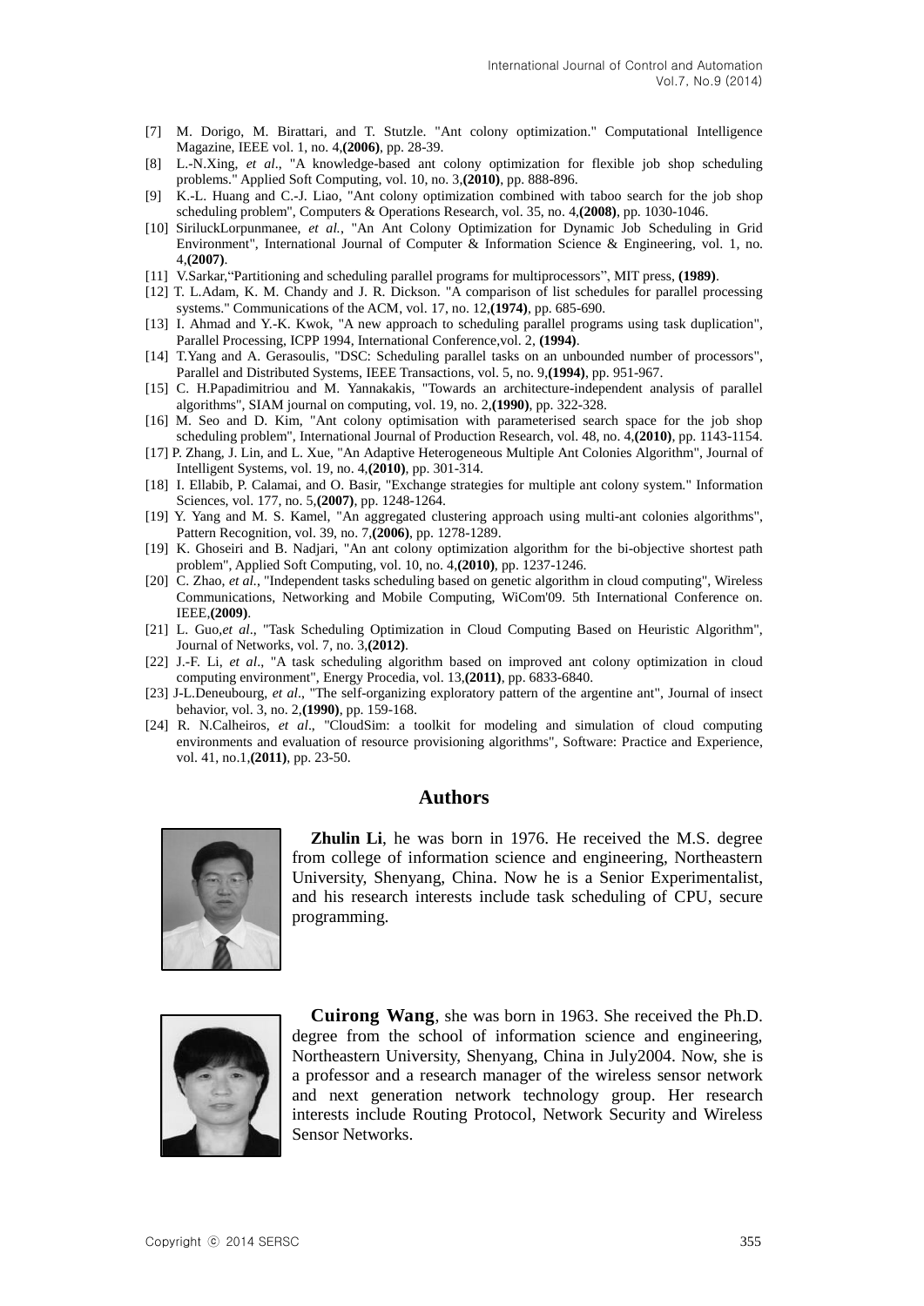[7] M. Dorigo, M. Birattari, and T. Stutzle. "Ant colony optimization." Computational Intelligence Magazine, IEEE vol. 1, no. 4,**(2006)**, pp. 28-39.

[8] L.-N.Xing, *et al*., "A knowledge-based ant colony optimization for flexible job shop scheduling problems." Applied Soft Computing, vol. 10, no. 3,**(2010)**, pp. 888-896.

[9] K.-L. Huang and C.-J. Liao, "Ant colony optimization combined with taboo search for the job shop scheduling problem", Computers & Operations Research, vol. 35, no. 4,**(2008)**, pp. 1030-1046.

[10] SiriluckLorpunmanee, *et al.*, "An Ant Colony Optimization for Dynamic Job Scheduling in Grid Environment", International Journal of Computer & Information Science & Engineering, vol. 1, no. 4,**(2007)**.

[11] V.Sarkar,"Partitioning and scheduling parallel programs for multiprocessors", MIT press, **(1989)**.

[12] T. L.Adam, K. M. Chandy and J. R. Dickson. "A comparison of list schedules for parallel processing systems." Communications of the ACM, vol. 17, no. 12,**(1974)**, pp. 685-690.

[13] I. Ahmad and Y.-K. Kwok, "A new approach to scheduling parallel programs using task duplication", Parallel Processing, ICPP 1994, International Conference,vol. 2, **(1994)**.

[14] T.Yang and A. Gerasoulis, "DSC: Scheduling parallel tasks on an unbounded number of processors", Parallel and Distributed Systems, IEEE Transactions, vol. 5, no. 9,**(1994)**, pp. 951-967.

[15] C. H.Papadimitriou and M. Yannakakis, "Towards an architecture-independent analysis of parallel algorithms", SIAM journal on computing, vol. 19, no. 2,**(1990)**, pp. 322-328.

[16] M. Seo and D. Kim, "Ant colony optimisation with parameterised search space for the job shop scheduling problem", International Journal of Production Research, vol. 48, no. 4,**(2010)**, pp. 1143-1154.

[17] P. Zhang, J. Lin, and L. Xue, "An Adaptive Heterogeneous Multiple Ant Colonies Algorithm", Journal of Intelligent Systems, vol. 19, no. 4,**(2010)**, pp. 301-314.

[18] I. Ellabib, P. Calamai, and O. Basir, "Exchange strategies for multiple ant colony system." Information Sciences, vol. 177, no. 5,**(2007)**, pp. 1248-1264.

[19] Y. Yang and M. S. Kamel, "An aggregated clustering approach using multi-ant colonies algorithms", Pattern Recognition, vol. 39, no. 7,**(2006)**, pp. 1278-1289.

[19] K. Ghoseiri and B. Nadjari, "An ant colony optimization algorithm for the bi-objective shortest path problem", Applied Soft Computing, vol. 10, no. 4,**(2010)**, pp. 1237-1246.

[20] C. Zhao, *et al.*, "Independent tasks scheduling based on genetic algorithm in cloud computing", Wireless Communications, Networking and Mobile Computing, WiCom'09. 5th International Conference on. IEEE,**(2009)**.

[21] L. Guo,*et al*., "Task Scheduling Optimization in Cloud Computing Based on Heuristic Algorithm", Journal of Networks, vol. 7, no. 3,**(2012)**.

[22] J.-F. Li, *et al*., "A task scheduling algorithm based on improved ant colony optimization in cloud computing environment", Energy Procedia, vol. 13,**(2011)**, pp. 6833-6840.

[23] J-L.Deneubourg, *et al*., "The self-organizing exploratory pattern of the argentine ant", Journal of insect behavior, vol. 3, no. 2,**(1990)**, pp. 159-168.

[24] R. N.Calheiros, *et al*., "CloudSim: a toolkit for modeling and simulation of cloud computing environments and evaluation of resource provisioning algorithms", Software: Practice and Experience, vol. 41, no.1,**(2011)**, pp. 23-50.

## Authors

**Zhulin Li**, he was born in 1976. He received the M.S. degree from college of information science and engineering, Northeastern University, Shenyang, China. Now he is a Senior Experimentalist, and his research interests include task scheduling of CPU, secure programming.

**Cuirong Wang**, she was born in 1963. She received the Ph.D. degree from the school of information science and engineering, Northeastern University, Shenyang, China in July2004. Now, she is a professor and a research manager of the wireless sensor network and next generation network technology group. Her research interests include Routing Protocol, Network Security and Wireless Sensor Networks.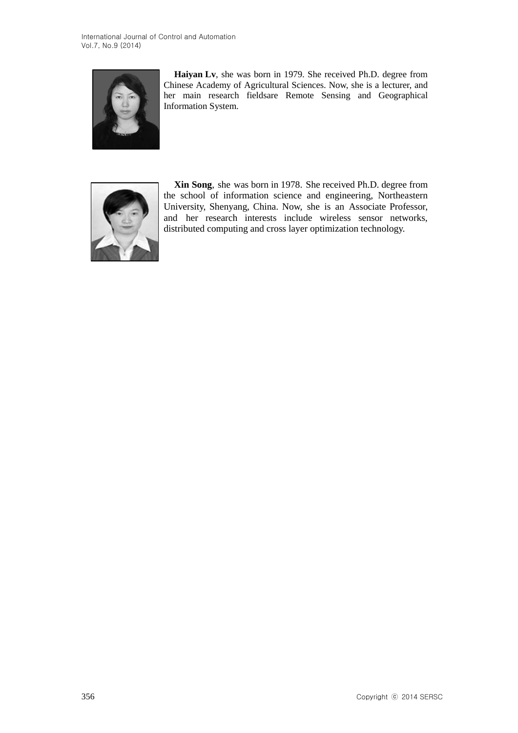**Haiyan Lv**, she was born in 1979. She received Ph.D. degree from Chinese Academy of Agricultural Sciences. Now, she is a lecturer, and her main research fieldsare Remote Sensing and Geographical Information System.

**Xin Song**, she was born in 1978. She received Ph.D. degree from the school of information science and engineering, Northeastern University, Shenyang, China. Now, she is an Associate Professor, and her research interests include wireless sensor networks, distributed computing and cross layer optimization technology.